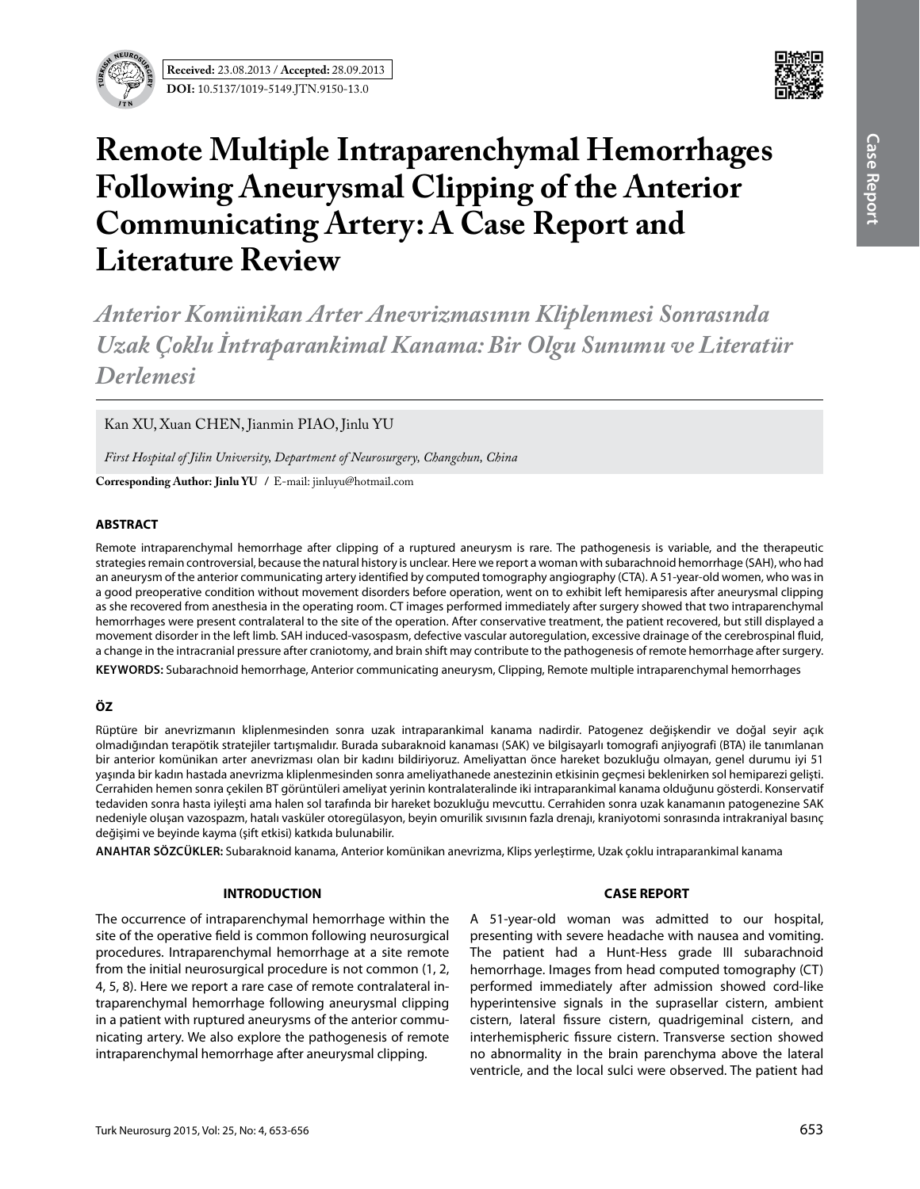Received: 23.08.2013 / Accepted: 28.09.2013

DOI: 10.5137/1019-5149.JTN.9150-13.0

# Remote Multiple Intraparenchymal Hemorrhages Following Aneurysmal Clipping of the Anterior Communicating Artery: A Case Report and Literature Review

## *Anterior Komünikan Arter Anevrizmasının Kliplenmesi Sonrasında Uzak Çoklu İntraparankimal Kanama: Bir Olgu Sunumu ve Literatür Derlemesi*

Kan XU, Xuan CHEN, Jianmin PIAO, Jinlu YU

*First Hospital of Jilin University, Department of Neurosurgery, Changchun, China*

**Corresponding Author: Jinlu YU** / E-mail: jinluyu@hotmail.com

### ABSTRACT

Remote intraparenchymal hemorrhage after clipping of a ruptured aneurysm is rare. The pathogenesis is variable, and the therapeutic strategies remain controversial, because the natural history is unclear. Here we report a woman with subarachnoid hemorrhage (SAH), who had an aneurysm of the anterior communicating artery identified by computed tomography angiography (CTA). A 51-year-old women, who was in a good preoperative condition without movement disorders before operation, went on to exhibit left hemiparesis after aneurysmal clipping as she recovered from anesthesia in the operating room. CT images performed immediately after surgery showed that two intraparenchymal hemorrhages were present contralateral to the site of the operation. After conservative treatment, the patient recovered, but still displayed a movement disorder in the left limb. SAH induced-vasospasm, defective vascular autoregulation, excessive drainage of the cerebrospinal fluid, a change in the intracranial pressure after craniotomy, and brain shift may contribute to the pathogenesis of remote hemorrhage after surgery.

**KEYWORDS:** Subarachnoid hemorrhage, Anterior communicating aneurysm, Clipping, Remote multiple intraparenchymal hemorrhages

### ÖZ

Rüptüre bir anevrizmanın kliplenmesinden sonra uzak intraparankimal kanama nadirdir. Patogenez değişkendir ve doğal seyir açık olmadığından terapötik stratejiler tartışmalıdır. Burada subaraknoid kanaması (SAK) ve bilgisayarlı tomografi anjiyografi (BTA) ile tanımlanan bir anterior komünikan arter anevrizması olan bir kadını bildiriyoruz. Ameliyattan önce hareket bozukluğu olmayan, genel durumu iyi 51 yaşında bir kadın hastada anevrizma kliplenmesinden sonra ameliyathanede anestezinin etkisinin geçmesi beklenirken sol hemiparezi gelişti. Cerrahiden hemen sonra çekilen BT görüntüleri ameliyat yerinin kontralateralinde iki intraparankimal kanama olduğunu gösterdi. Konservatif tedaviden sonra hasta iyileşti ama halen sol tarafında bir hareket bozukluğu mevcuttu. Cerrahiden sonra uzak kanamanın patogenezine SAK nedeniyle oluşan vazospazm, hatalı vasküler otoregülasyon, beyin omurilik sıvısının fazla drenajı, kraniyotomi sonrasında intrakraniyal basınç değişimi ve beyinde kayma (şift etkisi) katkıda bulunabilir.

**ANAHTAR SÖZCÜKLER:** Subaraknoid kanama, Anterior komünikan anevrizma, Klips yerleştirme, Uzak çoklu intraparankimal kanama

## INTRODUCTION

The occurrence of intraparenchymal hemorrhage within the site of the operative field is common following neurosurgical procedures. Intraparenchymal hemorrhage at a site remote from the initial neurosurgical procedure is not common (1, 2, 4, 5, 8). Here we report a rare case of remote contralateral intraparenchymal hemorrhage following aneurysmal clipping in a patient with ruptured aneurysms of the anterior communicating artery. We also explore the pathogenesis of remote intraparenchymal hemorrhage after aneurysmal clipping.

## CASE REPORT

A 51-year-old woman was admitted to our hospital, presenting with severe headache with nausea and vomiting. The patient had a Hunt-Hess grade III subarachnoid hemorrhage. Images from head computed tomography (CT) performed immediately after admission showed cord-like hyperintensive signals in the suprasellar cistern, ambient cistern, lateral fissure cistern, quadrigeminal cistern, and interhemispheric fissure cistern. Transverse section showed no abnormality in the brain parenchyma above the lateral ventricle, and the local sulci were observed. The patient had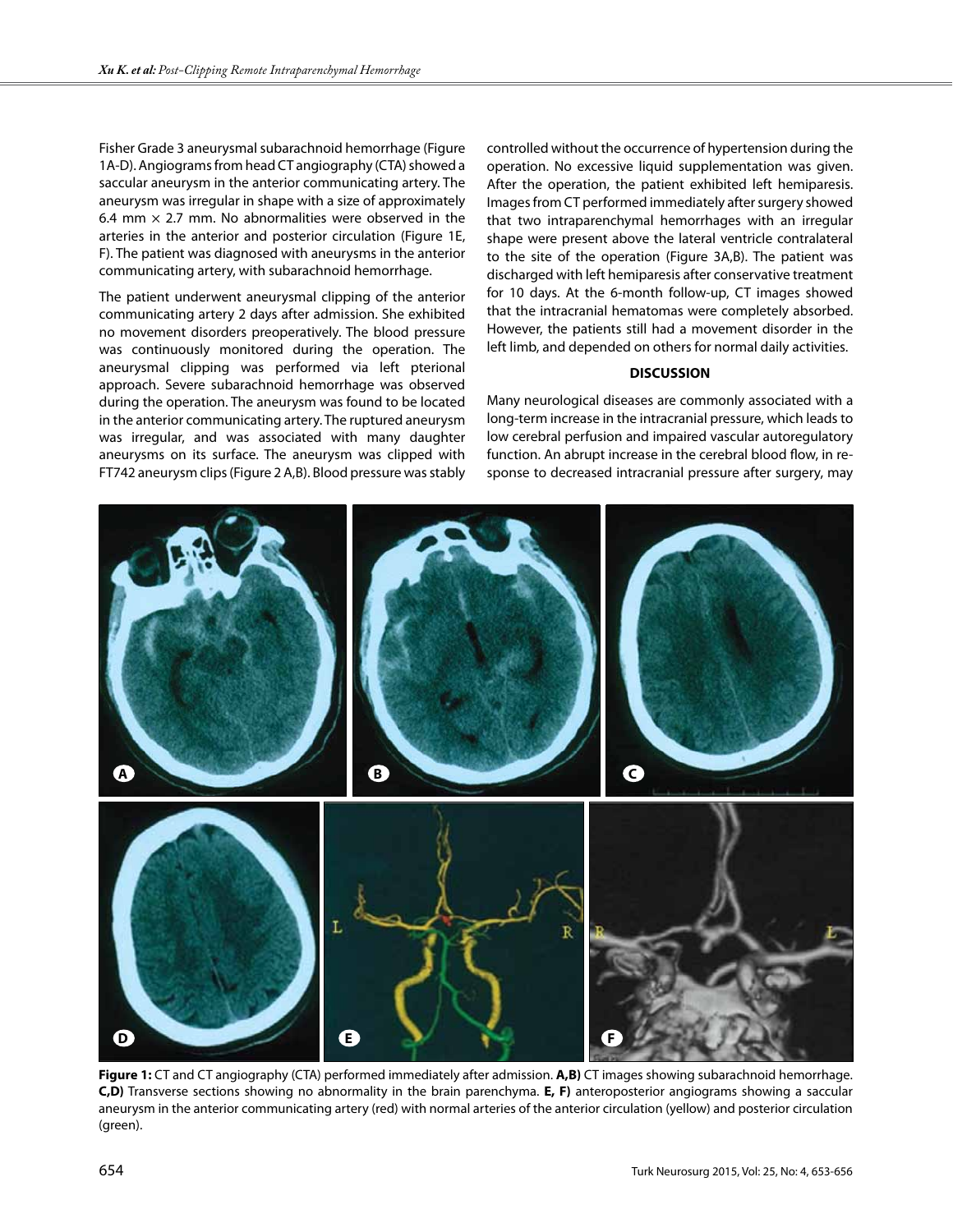Fisher Grade 3 aneurysmal subarachnoid hemorrhage (Figure 1A-D). Angiograms from head CT angiography (CTA) showed a saccular aneurysm in the anterior communicating artery. The aneurysm was irregular in shape with a size of approximately 6.4 mm × 2.7 mm. No abnormalities were observed in the arteries in the anterior and posterior circulation (Figure 1E, F). The patient was diagnosed with aneurysms in the anterior communicating artery, with subarachnoid hemorrhage.

The patient underwent aneurysmal clipping of the anterior communicating artery 2 days after admission. She exhibited no movement disorders preoperatively. The blood pressure was continuously monitored during the operation. The aneurysmal clipping was performed via left pterional approach. Severe subarachnoid hemorrhage was observed during the operation. The aneurysm was found to be located in the anterior communicating artery. The ruptured aneurysm was irregular, and was associated with many daughter aneurysms on its surface. The aneurysm was clipped with FT742 aneurysm clips (Figure 2 A,B). Blood pressure was stably controlled without the occurrence of hypertension during the operation. No excessive liquid supplementation was given. After the operation, the patient exhibited left hemiparesis. Images from CT performed immediately after surgery showed that two intraparenchymal hemorrhages with an irregular shape were present above the lateral ventricle contralateral to the site of the operation (Figure 3A,B). The patient was discharged with left hemiparesis after conservative treatment for 10 days. At the 6-month follow-up, CT images showed that the intracranial hematomas were completely absorbed. However, the patients still had a movement disorder in the left limb, and depended on others for normal daily activities.

## DISCUSSION

Many neurological diseases are commonly associated with a long-term increase in the intracranial pressure, which leads to low cerebral perfusion and impaired vascular autoregulatory function. An abrupt increase in the cerebral blood flow, in response to decreased intracranial pressure after surgery, may

**Figure 1:** CT and CT angiography (CTA) performed immediately after admission. **A,B)** CT images showing subarachnoid hemorrhage. **C,D)** Transverse sections showing no abnormality in the brain parenchyma. **E, F)** anteroposterior angiograms showing a saccular aneurysm in the anterior communicating artery (red) with normal arteries of the anterior circulation (yellow) and posterior circulation (green).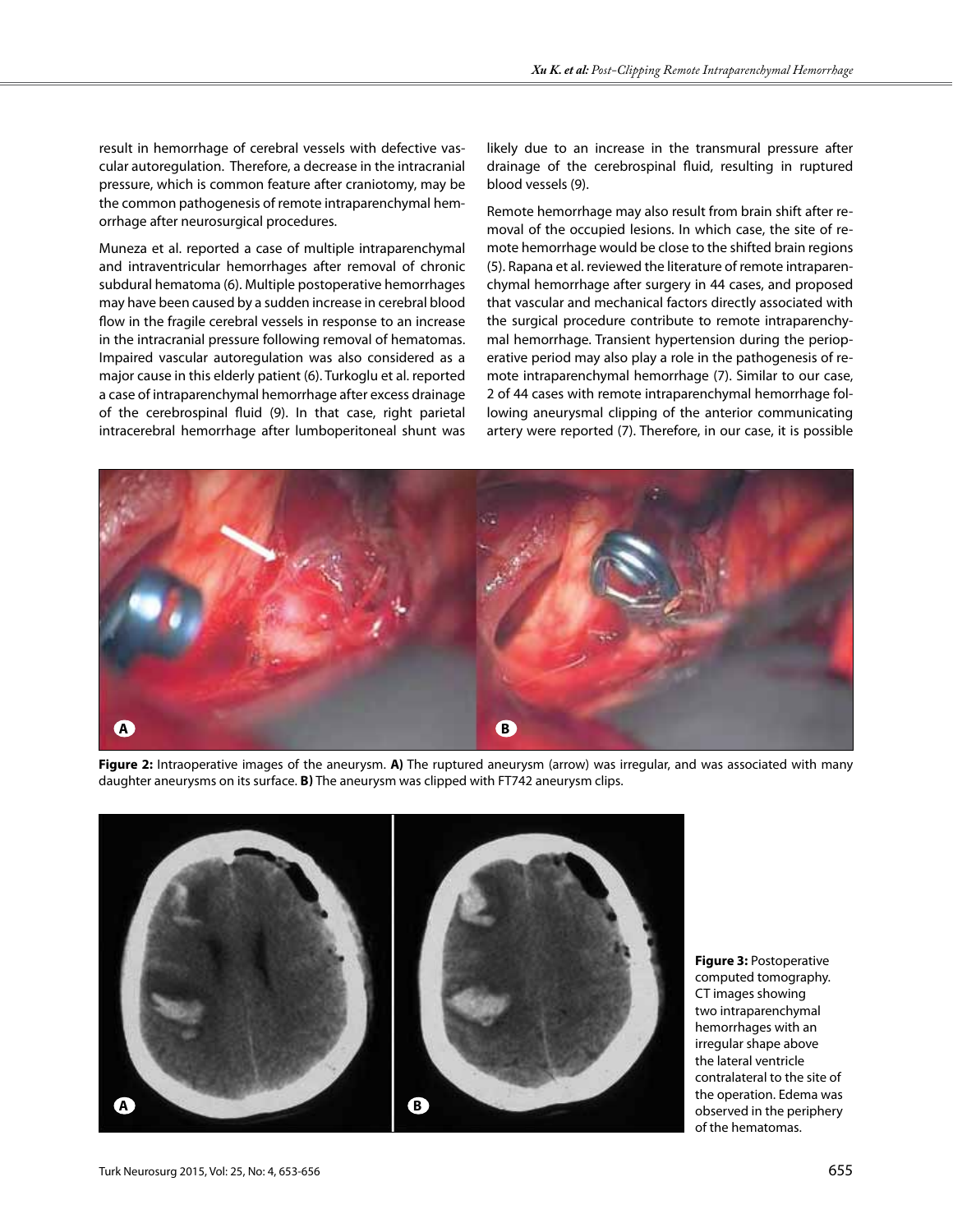result in hemorrhage of cerebral vessels with defective vascular autoregulation. Therefore, a decrease in the intracranial pressure, which is common feature after craniotomy, may be the common pathogenesis of remote intraparenchymal hemorrhage after neurosurgical procedures.

Muneza et al. reported a case of multiple intraparenchymal and intraventricular hemorrhages after removal of chronic subdural hematoma (6). Multiple postoperative hemorrhages may have been caused by a sudden increase in cerebral blood flow in the fragile cerebral vessels in response to an increase in the intracranial pressure following removal of hematomas. Impaired vascular autoregulation was also considered as a major cause in this elderly patient (6). Turkoglu et al. reported a case of intraparenchymal hemorrhage after excess drainage of the cerebrospinal fluid (9). In that case, right parietal intracerebral hemorrhage after lumboperitoneal shunt was likely due to an increase in the transmural pressure after drainage of the cerebrospinal fluid, resulting in ruptured blood vessels (9).

Remote hemorrhage may also result from brain shift after removal of the occupied lesions. In which case, the site of remote hemorrhage would be close to the shifted brain regions (5). Rapana et al. reviewed the literature of remote intraparenchymal hemorrhage after surgery in 44 cases, and proposed that vascular and mechanical factors directly associated with the surgical procedure contribute to remote intraparenchymal hemorrhage. Transient hypertension during the perioperative period may also play a role in the pathogenesis of remote intraparenchymal hemorrhage (7). Similar to our case, 2 of 44 cases with remote intraparenchymal hemorrhage following aneurysmal clipping of the anterior communicating artery were reported (7). Therefore, in our case, it is possible

**Figure 2:** Intraoperative images of the aneurysm. **A)** The ruptured aneurysm (arrow) was irregular, and was associated with many daughter aneurysms on its surface. **B)** The aneurysm was clipped with FT742 aneurysm clips.

**Figure 3:** Postoperative computed tomography. CT images showing two intraparenchymal hemorrhages with an irregular shape above the lateral ventricle contralateral to the site of the operation. Edema was observed in the periphery of the hematomas.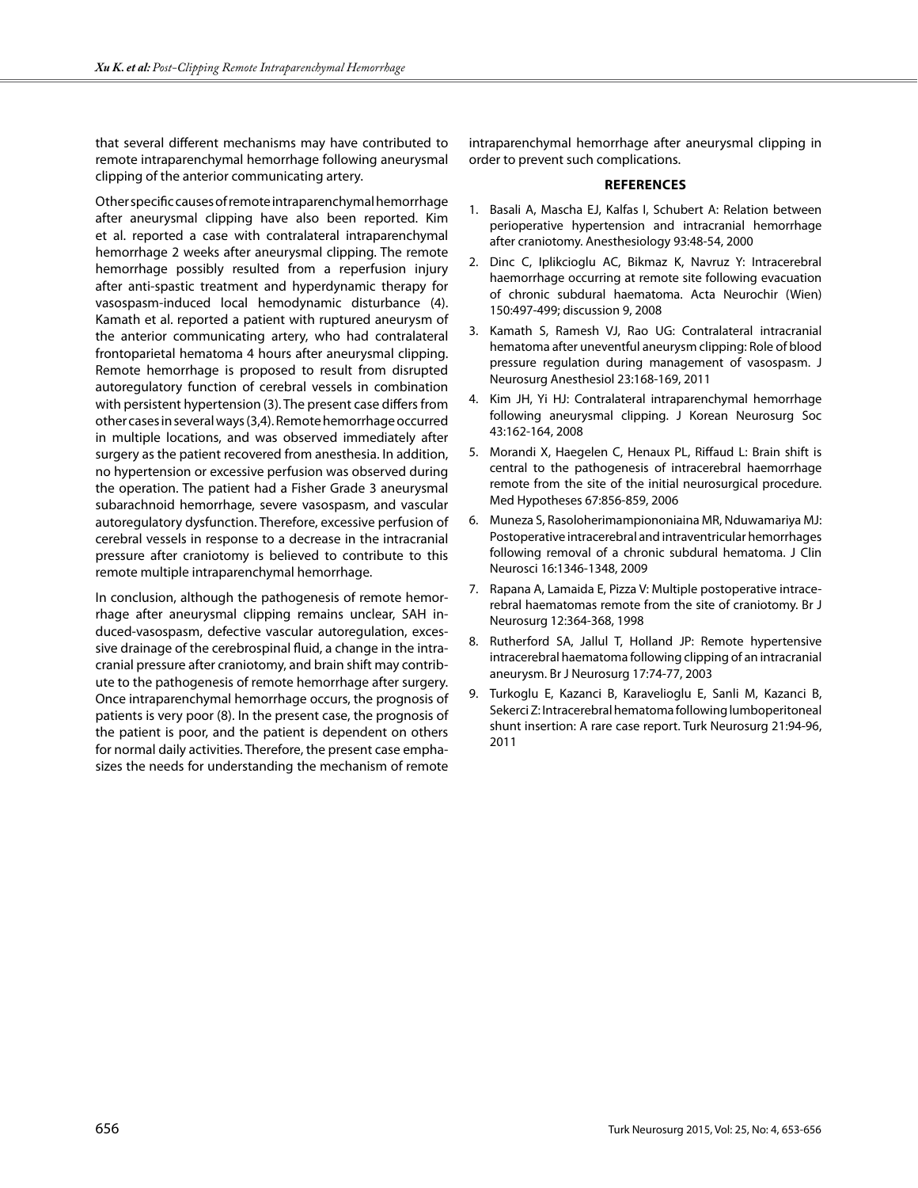that several different mechanisms may have contributed to remote intraparenchymal hemorrhage following aneurysmal clipping of the anterior communicating artery.

Other specific causes of remote intraparenchymal hemorrhage after aneurysmal clipping have also been reported. Kim et al. reported a case with contralateral intraparenchymal hemorrhage 2 weeks after aneurysmal clipping. The remote hemorrhage possibly resulted from a reperfusion injury after anti-spastic treatment and hyperdynamic therapy for vasospasm-induced local hemodynamic disturbance (4). Kamath et al. reported a patient with ruptured aneurysm of the anterior communicating artery, who had contralateral frontoparietal hematoma 4 hours after aneurysmal clipping. Remote hemorrhage is proposed to result from disrupted autoregulatory function of cerebral vessels in combination with persistent hypertension (3). The present case differs from other cases in several ways (3,4). Remote hemorrhage occurred in multiple locations, and was observed immediately after surgery as the patient recovered from anesthesia. In addition, no hypertension or excessive perfusion was observed during the operation. The patient had a Fisher Grade 3 aneurysmal subarachnoid hemorrhage, severe vasospasm, and vascular autoregulatory dysfunction. Therefore, excessive perfusion of cerebral vessels in response to a decrease in the intracranial pressure after craniotomy is believed to contribute to this remote multiple intraparenchymal hemorrhage.

In conclusion, although the pathogenesis of remote hemorrhage after aneurysmal clipping remains unclear, SAH induced-vasospasm, defective vascular autoregulation, excessive drainage of the cerebrospinal fluid, a change in the intracranial pressure after craniotomy, and brain shift may contribute to the pathogenesis of remote hemorrhage after surgery. Once intraparenchymal hemorrhage occurs, the prognosis of patients is very poor (8). In the present case, the prognosis of the patient is poor, and the patient is dependent on others for normal daily activities. Therefore, the present case emphasizes the needs for understanding the mechanism of remote intraparenchymal hemorrhage after aneurysmal clipping in order to prevent such complications.

## REFERENCES

1. Basali A, Mascha EJ, Kalfas I, Schubert A: Relation between perioperative hypertension and intracranial hemorrhage after craniotomy. Anesthesiology 93:48-54, 2000
2. Dinc C, Iplikcioglu AC, Bikmaz K, Navruz Y: Intracerebral haemorrhage occurring at remote site following evacuation of chronic subdural haematoma. Acta Neurochir (Wien) 150:497-499; discussion 9, 2008
3. Kamath S, Ramesh VJ, Rao UG: Contralateral intracranial hematoma after uneventful aneurysm clipping: Role of blood pressure regulation during management of vasospasm. J Neurosurg Anesthesiol 23:168-169, 2011
4. Kim JH, Yi HJ: Contralateral intraparenchymal hemorrhage following aneurysmal clipping. J Korean Neurosurg Soc 43:162-164, 2008
5. Morandi X, Haegelen C, Henaux PL, Riffaud L: Brain shift is central to the pathogenesis of intracerebral haemorrhage remote from the site of the initial neurosurgical procedure. Med Hypotheses 67:856-859, 2006
6. Muneza S, Rasoloherimampiononiaina MR, Nduwamariya MJ: Postoperative intracerebral and intraventricular hemorrhages following removal of a chronic subdural hematoma. J Clin Neurosci 16:1346-1348, 2009
7. Rapana A, Lamaida E, Pizza V: Multiple postoperative intracerebral haematomas remote from the site of craniotomy. Br J Neurosurg 12:364-368, 1998
8. Rutherford SA, Jallul T, Holland JP: Remote hypertensive intracerebral haematoma following clipping of an intracranial aneurysm. Br J Neurosurg 17:74-77, 2003
9. Turkoglu E, Kazanci B, Karavelioglu E, Sanli M, Kazanci B, Sekerci Z: Intracerebral hematoma following lumboperitoneal shunt insertion: A rare case report. Turk Neurosurg 21:94-96, 2011